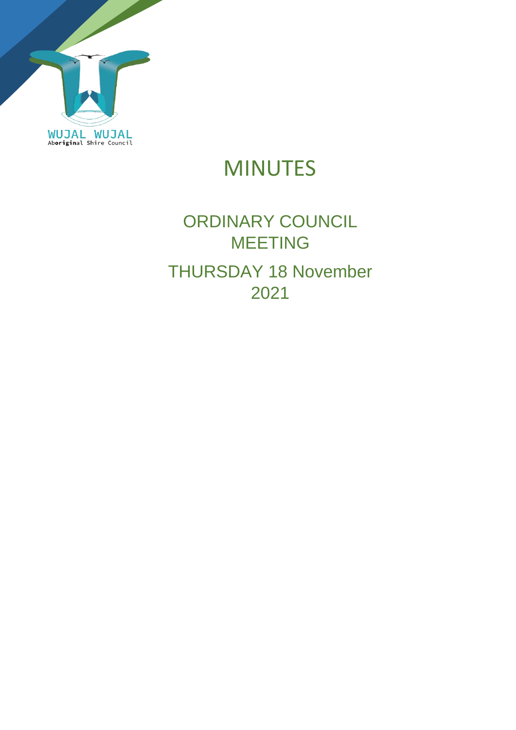WUJAL WUJAL
Aboriginal Shire Council

# MINUTES

## ORDINARY COUNCIL MEETING

## THURSDAY 18 November 2021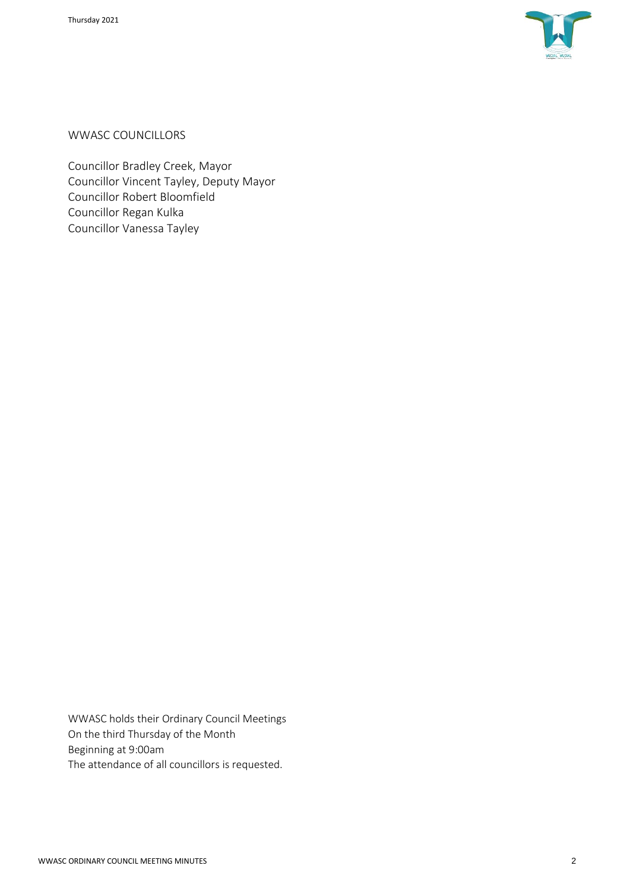WWASC COUNCILLORS

Councillor Bradley Creek, Mayor
Councillor Vincent Tayley, Deputy Mayor
Councillor Robert Bloomfield
Councillor Regan Kulka
Councillor Vanessa Tayley

WWASC holds their Ordinary Council Meetings
On the third Thursday of the Month
Beginning at 9:00am
The attendance of all councillors is requested.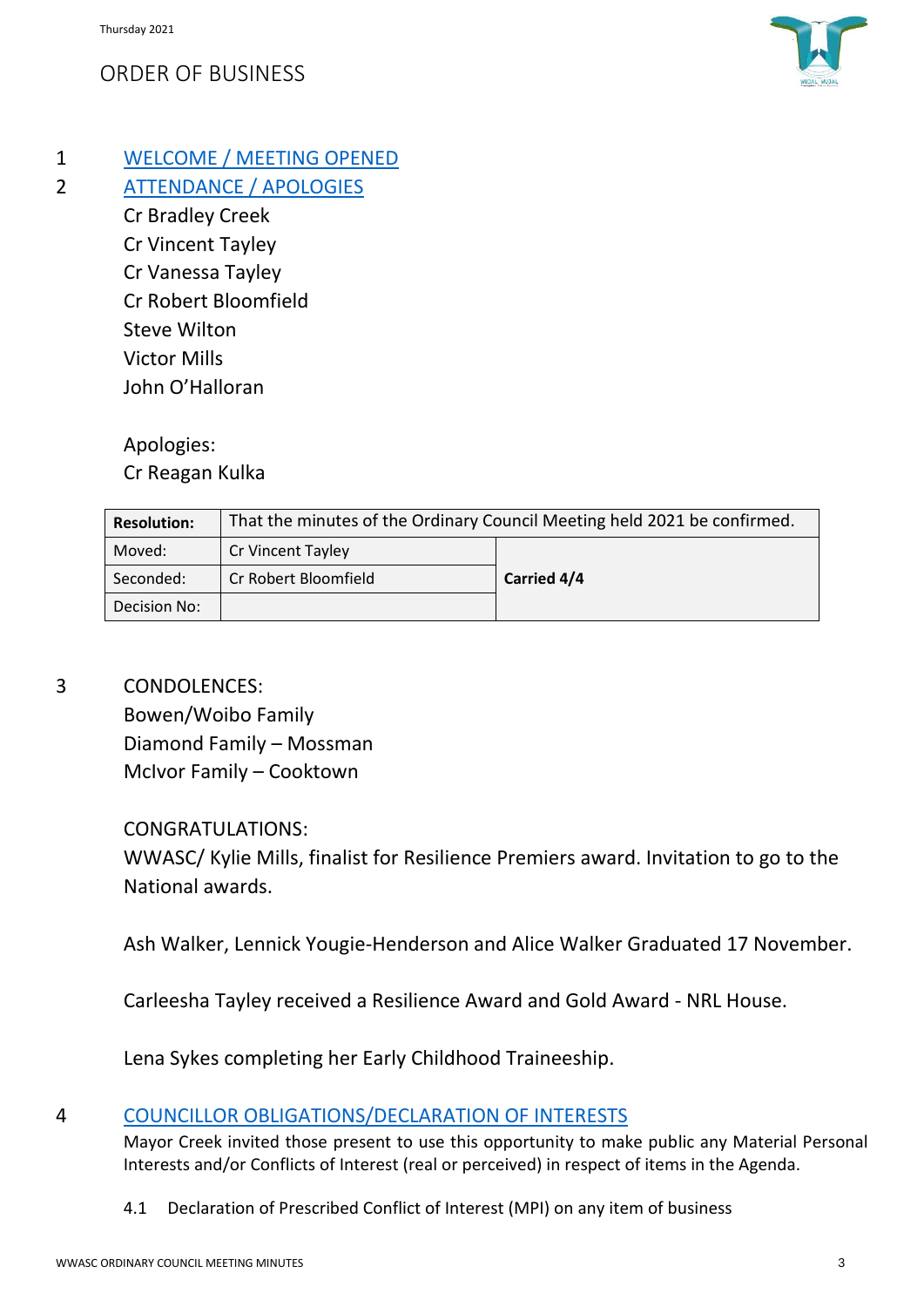ORDER OF BUSINESS

1 WELCOME / MEETING OPENED

2 ATTENDANCE / APOLOGIES

Cr Bradley Creek
Cr Vincent Tayley
Cr Vanessa Tayley
Cr Robert Bloomfield
Steve Wilton
Victor Mills
John O'Halloran

Apologies:
Cr Reagan Kulka

| **Resolution:** | That the minutes of the Ordinary Council Meeting held 2021 be confirmed. | |
|---|---|---|
| Moved: | Cr Vincent Tayley | **Carried 4/4** |
| Seconded: | Cr Robert Bloomfield | |
| Decision No: | | |

3 CONDOLENCES:

Bowen/Woibo Family
Diamond Family – Mossman
McIvor Family – Cooktown

CONGRATULATIONS:

WWASC/ Kylie Mills, finalist for Resilience Premiers award. Invitation to go to the National awards.

Ash Walker, Lennick Yougie-Henderson and Alice Walker Graduated 17 November.

Carleesha Tayley received a Resilience Award and Gold Award - NRL House.

Lena Sykes completing her Early Childhood Traineeship.

4 COUNCILLOR OBLIGATIONS/DECLARATION OF INTERESTS

Mayor Creek invited those present to use this opportunity to make public any Material Personal Interests and/or Conflicts of Interest (real or perceived) in respect of items in the Agenda.

4.1 Declaration of Prescribed Conflict of Interest (MPI) on any item of business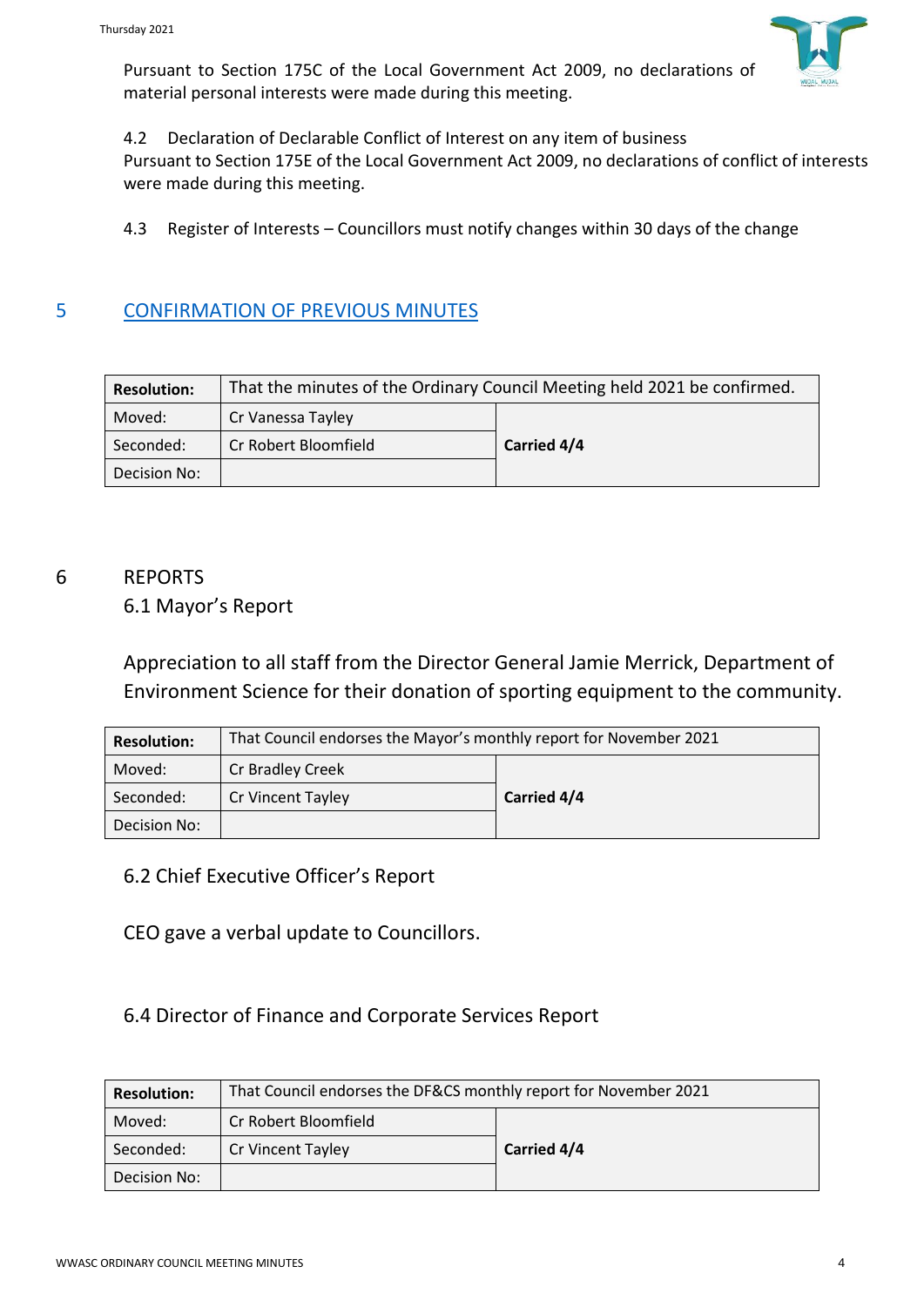Pursuant to Section 175C of the Local Government Act 2009, no declarations of material personal interests were made during this meeting.

4.2 Declaration of Declarable Conflict of Interest on any item of business
Pursuant to Section 175E of the Local Government Act 2009, no declarations of conflict of interests were made during this meeting.

4.3 Register of Interests – Councillors must notify changes within 30 days of the change

## 5 CONFIRMATION OF PREVIOUS MINUTES

| **Resolution:** | That the minutes of the Ordinary Council Meeting held 2021 be confirmed. | |
|---|---|---|
| Moved: | Cr Vanessa Tayley | **Carried 4/4** |
| Seconded: | Cr Robert Bloomfield | |
| Decision No: | | |

## 6 REPORTS

### 6.1 Mayor's Report

Appreciation to all staff from the Director General Jamie Merrick, Department of Environment Science for their donation of sporting equipment to the community.

| **Resolution:** | That Council endorses the Mayor's monthly report for November 2021 | |
|---|---|---|
| Moved: | Cr Bradley Creek | **Carried 4/4** |
| Seconded: | Cr Vincent Tayley | |
| Decision No: | | |

### 6.2 Chief Executive Officer's Report

CEO gave a verbal update to Councillors.

### 6.4 Director of Finance and Corporate Services Report

| **Resolution:** | That Council endorses the DF&CS monthly report for November 2021 | |
|---|---|---|
| Moved: | Cr Robert Bloomfield | **Carried 4/4** |
| Seconded: | Cr Vincent Tayley | |
| Decision No: | | |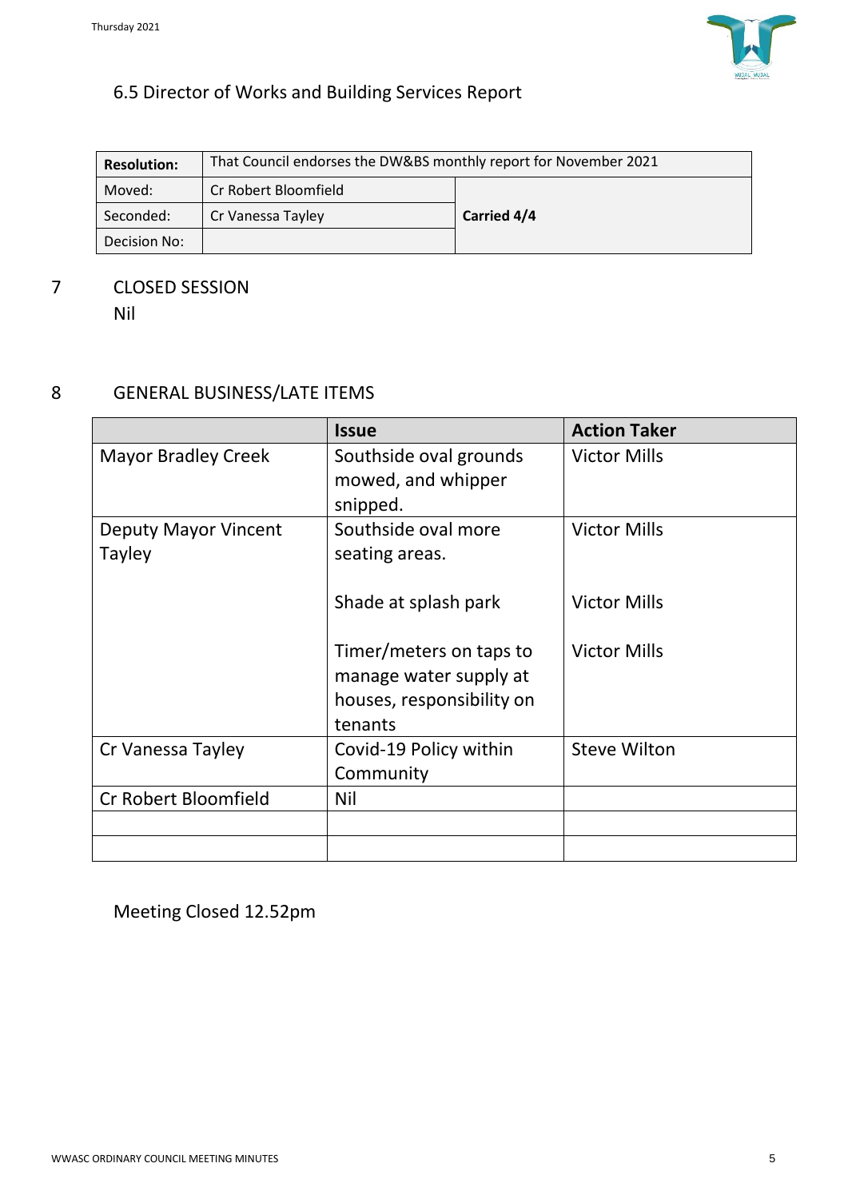### 6.5 Director of Works and Building Services Report

| | | |
|---|---|---|
| **Resolution:** | That Council endorses the DW&BS monthly report for November 2021 | |
| Moved: | Cr Robert Bloomfield | **Carried 4/4** |
| Seconded: | Cr Vanessa Tayley | |
| Decision No: | | |

## 7 CLOSED SESSION

Nil

## 8 GENERAL BUSINESS/LATE ITEMS

| | **Issue** | **Action Taker** |
|---|---|---|
| Mayor Bradley Creek | Southside oval grounds mowed, and whipper snipped. | Victor Mills |
| Deputy Mayor Vincent Tayley | Southside oval more seating areas.<br><br>Shade at splash park<br><br>Timer/meters on taps to manage water supply at houses, responsibility on tenants | Victor Mills<br><br>Victor Mills<br><br>Victor Mills |
| Cr Vanessa Tayley | Covid-19 Policy within Community | Steve Wilton |
| Cr Robert Bloomfield | Nil | |
| | | |
| | | |

Meeting Closed 12.52pm